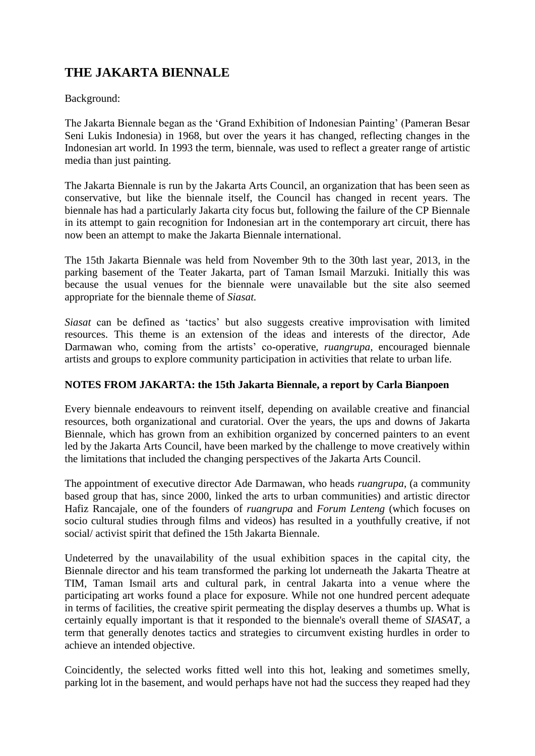# THE JAKARTA BIENNALE

Background:

The Jakarta Biennale began as the 'Grand Exhibition of Indonesian Painting' (Pameran Besar Seni Lukis Indonesia) in 1968, but over the years it has changed, reflecting changes in the Indonesian art world. In 1993 the term, biennale, was used to reflect a greater range of artistic media than just painting.

The Jakarta Biennale is run by the Jakarta Arts Council, an organization that has been seen as conservative, but like the biennale itself, the Council has changed in recent years. The biennale has had a particularly Jakarta city focus but, following the failure of the CP Biennale in its attempt to gain recognition for Indonesian art in the contemporary art circuit, there has now been an attempt to make the Jakarta Biennale international.

The 15th Jakarta Biennale was held from November 9th to the 30th last year, 2013, in the parking basement of the Teater Jakarta, part of Taman Ismail Marzuki. Initially this was because the usual venues for the biennale were unavailable but the site also seemed appropriate for the biennale theme of *Siasat.*

*Siasat* can be defined as 'tactics' but also suggests creative improvisation with limited resources. This theme is an extension of the ideas and interests of the director, Ade Darmawan who, coming from the artists' co-operative, *ruangrupa,* encouraged biennale artists and groups to explore community participation in activities that relate to urban life.

**NOTES FROM JAKARTA: the 15th Jakarta Biennale, a report by Carla Bianpoen**

Every biennale endeavours to reinvent itself, depending on available creative and financial resources, both organizational and curatorial. Over the years, the ups and downs of Jakarta Biennale, which has grown from an exhibition organized by concerned painters to an event led by the Jakarta Arts Council, have been marked by the challenge to move creatively within the limitations that included the changing perspectives of the Jakarta Arts Council.

The appointment of executive director Ade Darmawan, who heads *ruangrupa*, (a community based group that has, since 2000, linked the arts to urban communities) and artistic director Hafiz Rancajale, one of the founders of *ruangrupa* and *Forum Lenteng* (which focuses on socio cultural studies through films and videos) has resulted in a youthfully creative, if not social/ activist spirit that defined the 15th Jakarta Biennale.

Undeterred by the unavailability of the usual exhibition spaces in the capital city, the Biennale director and his team transformed the parking lot underneath the Jakarta Theatre at TIM, Taman Ismail arts and cultural park, in central Jakarta into a venue where the participating art works found a place for exposure. While not one hundred percent adequate in terms of facilities, the creative spirit permeating the display deserves a thumbs up. What is certainly equally important is that it responded to the biennale's overall theme of *SIASAT*, a term that generally denotes tactics and strategies to circumvent existing hurdles in order to achieve an intended objective.

Coincidently, the selected works fitted well into this hot, leaking and sometimes smelly, parking lot in the basement, and would perhaps have not had the success they reaped had they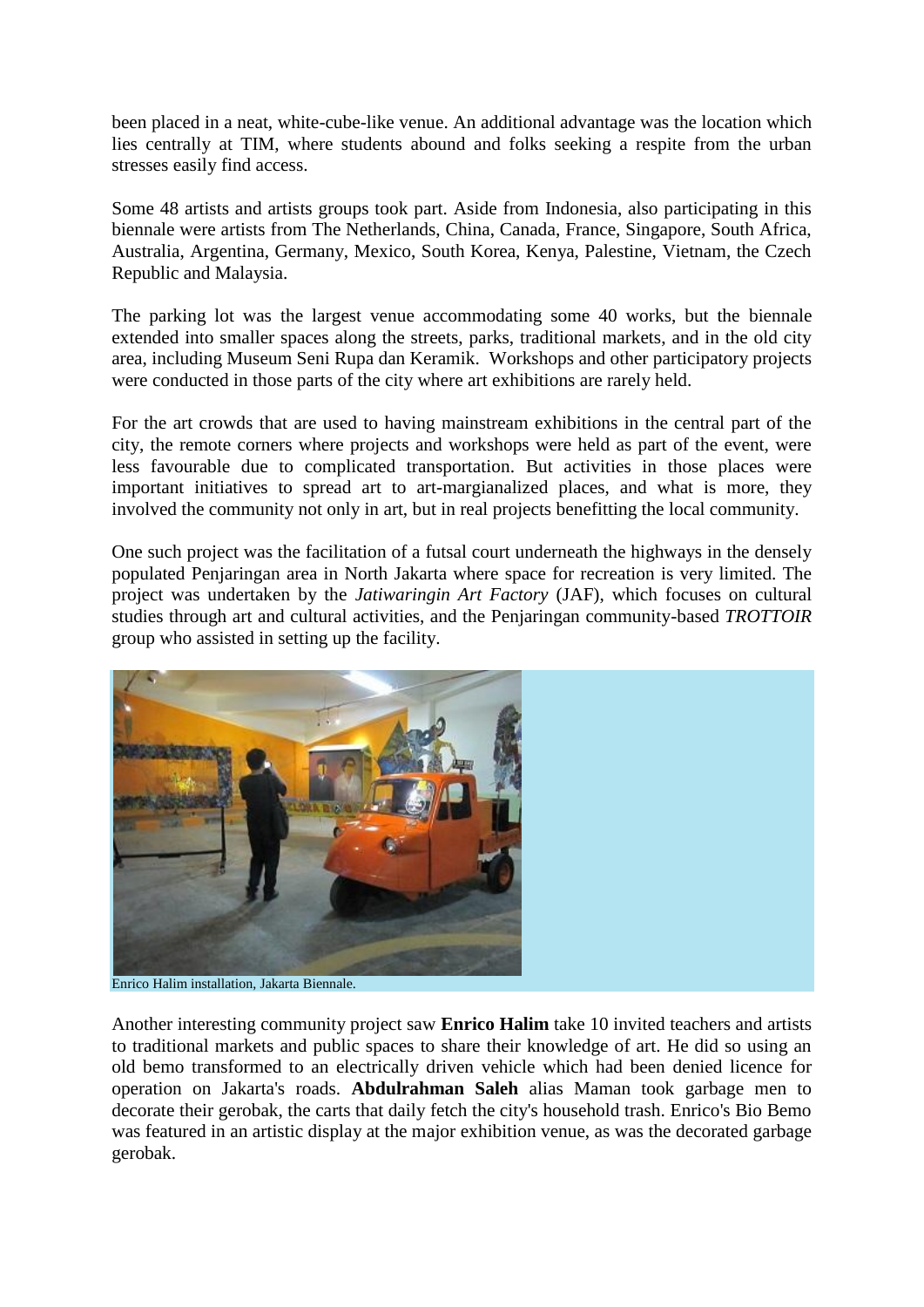been placed in a neat, white-cube-like venue. An additional advantage was the location which lies centrally at TIM, where students abound and folks seeking a respite from the urban stresses easily find access.

Some 48 artists and artists groups took part. Aside from Indonesia, also participating in this biennale were artists from The Netherlands, China, Canada, France, Singapore, South Africa, Australia, Argentina, Germany, Mexico, South Korea, Kenya, Palestine, Vietnam, the Czech Republic and Malaysia.

The parking lot was the largest venue accommodating some 40 works, but the biennale extended into smaller spaces along the streets, parks, traditional markets, and in the old city area, including Museum Seni Rupa dan Keramik. Workshops and other participatory projects were conducted in those parts of the city where art exhibitions are rarely held.

For the art crowds that are used to having mainstream exhibitions in the central part of the city, the remote corners where projects and workshops were held as part of the event, were less favourable due to complicated transportation. But activities in those places were important initiatives to spread art to art-margianalized places, and what is more, they involved the community not only in art, but in real projects benefitting the local community.

One such project was the facilitation of a futsal court underneath the highways in the densely populated Penjaringan area in North Jakarta where space for recreation is very limited. The project was undertaken by the *Jatiwaringin Art Factory* (JAF), which focuses on cultural studies through art and cultural activities, and the Penjaringan community-based *TROTTOIR* group who assisted in setting up the facility.

Enrico Halim installation, Jakarta Biennale.

Another interesting community project saw **Enrico Halim** take 10 invited teachers and artists to traditional markets and public spaces to share their knowledge of art. He did so using an old bemo transformed to an electrically driven vehicle which had been denied licence for operation on Jakarta's roads. **Abdulrahman Saleh** alias Maman took garbage men to decorate their gerobak, the carts that daily fetch the city's household trash. Enrico's Bio Bemo was featured in an artistic display at the major exhibition venue, as was the decorated garbage gerobak.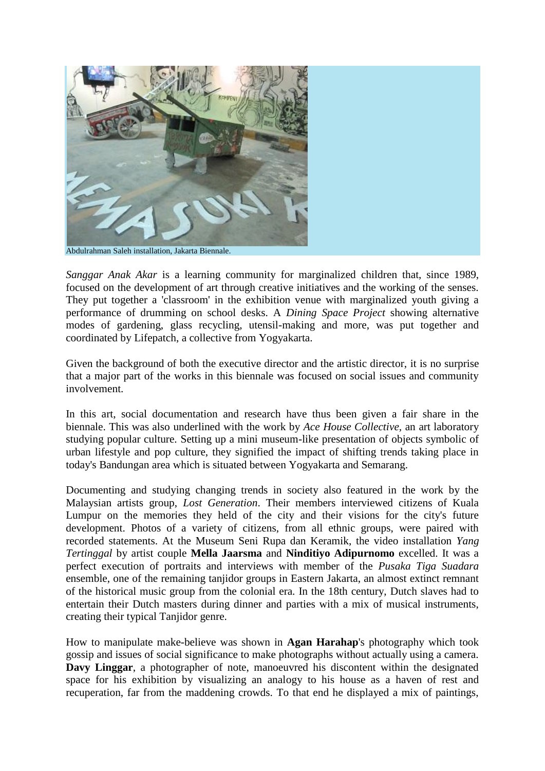Abdulrahman Saleh installation, Jakarta Biennale.

*Sanggar Anak Akar* is a learning community for marginalized children that, since 1989, focused on the development of art through creative initiatives and the working of the senses. They put together a 'classroom' in the exhibition venue with marginalized youth giving a performance of drumming on school desks. A *Dining Space Project* showing alternative modes of gardening, glass recycling, utensil-making and more, was put together and coordinated by Lifepatch, a collective from Yogyakarta.

Given the background of both the executive director and the artistic director, it is no surprise that a major part of the works in this biennale was focused on social issues and community involvement.

In this art, social documentation and research have thus been given a fair share in the biennale. This was also underlined with the work by *Ace House Collective*, an art laboratory studying popular culture. Setting up a mini museum-like presentation of objects symbolic of urban lifestyle and pop culture, they signified the impact of shifting trends taking place in today's Bandungan area which is situated between Yogyakarta and Semarang.

Documenting and studying changing trends in society also featured in the work by the Malaysian artists group, *Lost Generation*. Their members interviewed citizens of Kuala Lumpur on the memories they held of the city and their visions for the city's future development. Photos of a variety of citizens, from all ethnic groups, were paired with recorded statements. At the Museum Seni Rupa dan Keramik, the video installation *Yang Tertinggal* by artist couple **Mella Jaarsma** and **Ninditiyo Adipurnomo** excelled. It was a perfect execution of portraits and interviews with member of the *Pusaka Tiga Suadara* ensemble, one of the remaining tanjidor groups in Eastern Jakarta, an almost extinct remnant of the historical music group from the colonial era. In the 18th century, Dutch slaves had to entertain their Dutch masters during dinner and parties with a mix of musical instruments, creating their typical Tanjidor genre.

How to manipulate make-believe was shown in **Agan Harahap**'s photography which took gossip and issues of social significance to make photographs without actually using a camera. **Davy Linggar**, a photographer of note, manoeuvred his discontent within the designated space for his exhibition by visualizing an analogy to his house as a haven of rest and recuperation, far from the maddening crowds. To that end he displayed a mix of paintings,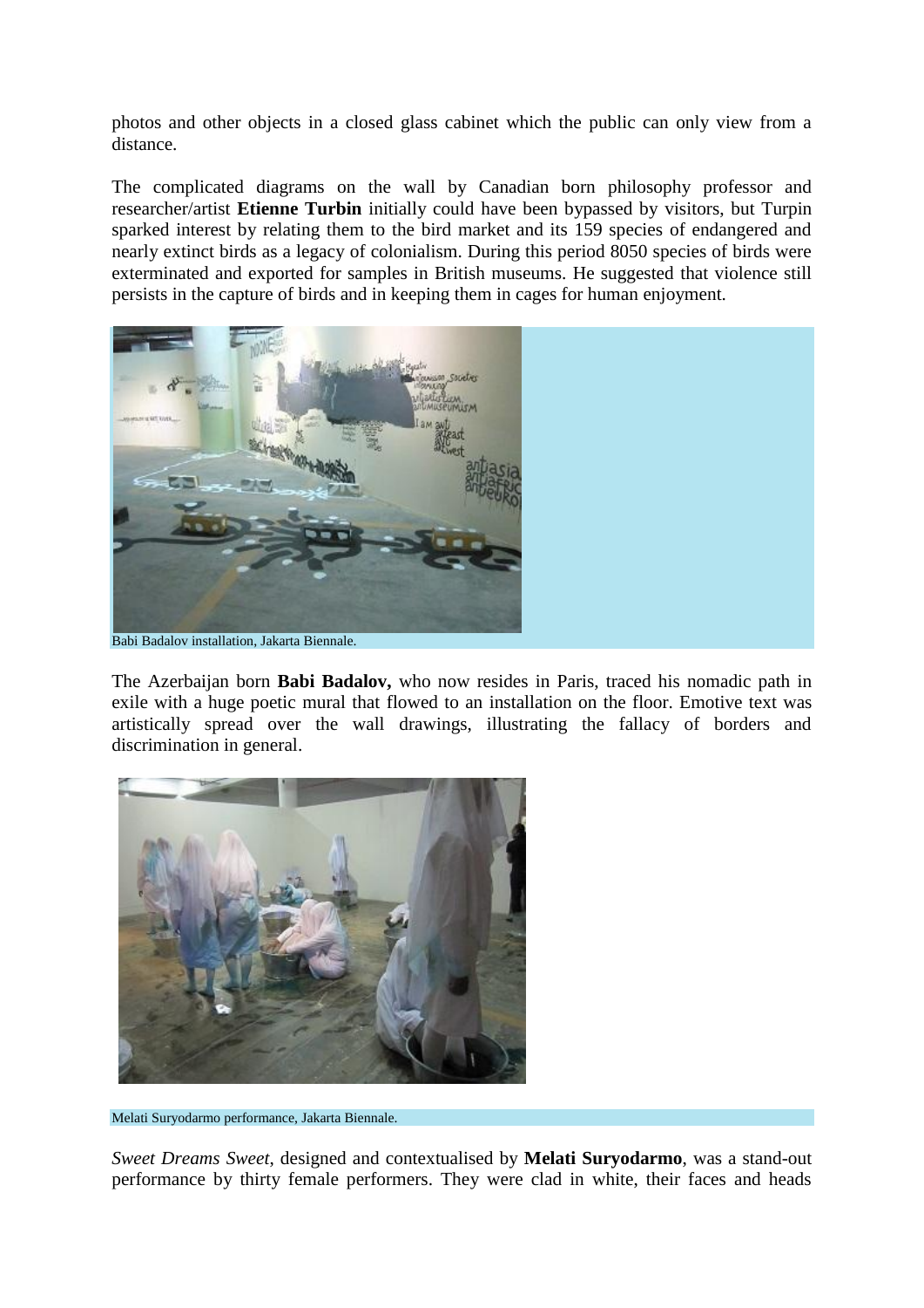photos and other objects in a closed glass cabinet which the public can only view from a distance.

The complicated diagrams on the wall by Canadian born philosophy professor and researcher/artist **Etienne Turbin** initially could have been bypassed by visitors, but Turpin sparked interest by relating them to the bird market and its 159 species of endangered and nearly extinct birds as a legacy of colonialism. During this period 8050 species of birds were exterminated and exported for samples in British museums. He suggested that violence still persists in the capture of birds and in keeping them in cages for human enjoyment.

Babi Badalov installation, Jakarta Biennale.

The Azerbaijan born **Babi Badalov,** who now resides in Paris, traced his nomadic path in exile with a huge poetic mural that flowed to an installation on the floor. Emotive text was artistically spread over the wall drawings, illustrating the fallacy of borders and discrimination in general.

Melati Suryodarmo performance, Jakarta Biennale.

*Sweet Dreams Sweet*, designed and contextualised by **Melati Suryodarmo**, was a stand-out performance by thirty female performers. They were clad in white, their faces and heads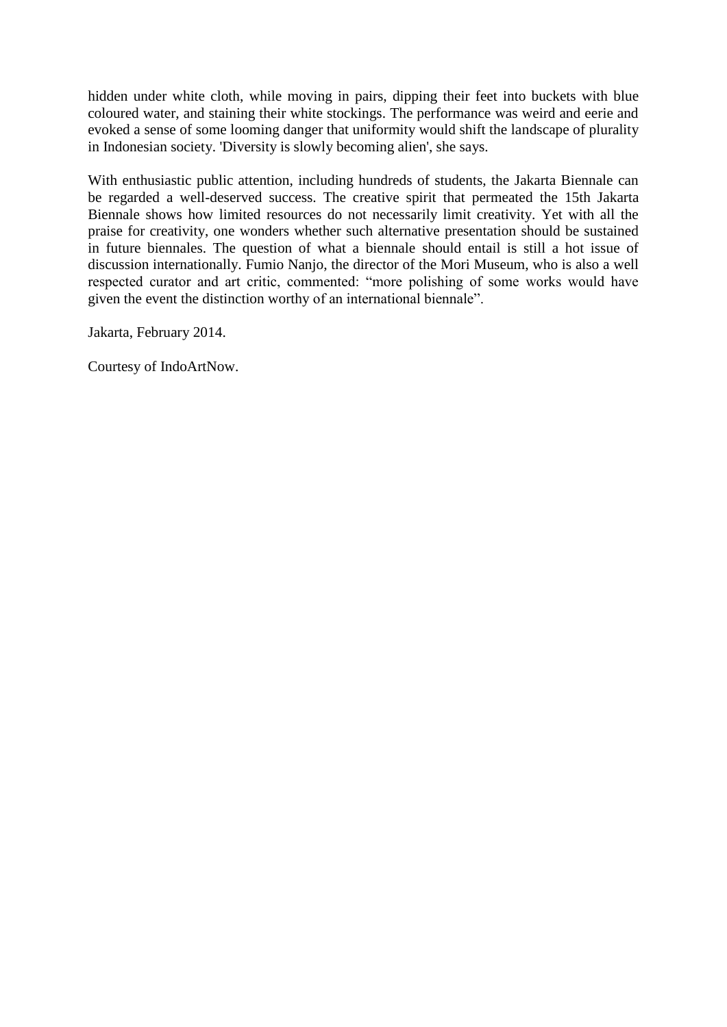hidden under white cloth, while moving in pairs, dipping their feet into buckets with blue coloured water, and staining their white stockings. The performance was weird and eerie and evoked a sense of some looming danger that uniformity would shift the landscape of plurality in Indonesian society. 'Diversity is slowly becoming alien', she says.

With enthusiastic public attention, including hundreds of students, the Jakarta Biennale can be regarded a well-deserved success. The creative spirit that permeated the 15th Jakarta Biennale shows how limited resources do not necessarily limit creativity. Yet with all the praise for creativity, one wonders whether such alternative presentation should be sustained in future biennales. The question of what a biennale should entail is still a hot issue of discussion internationally. Fumio Nanjo, the director of the Mori Museum, who is also a well respected curator and art critic, commented: “more polishing of some works would have given the event the distinction worthy of an international biennale”.

Jakarta, February 2014.

Courtesy of IndoArtNow.